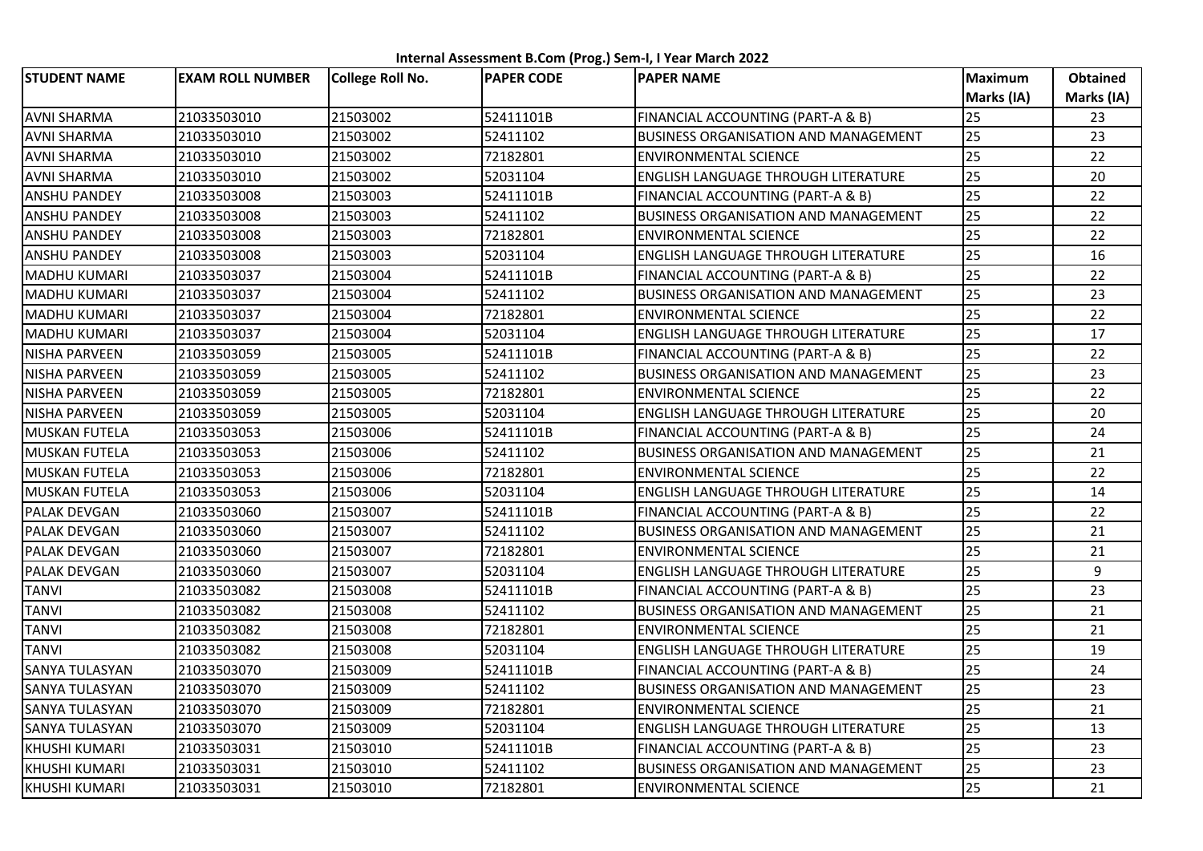**Internal Assessment B.Com (Prog.) Sem-I, I Year March 2022**

| STUDENT NAME | EXAM ROLL NUMBER | College Roll No. | PAPER CODE | PAPER NAME | Maximum Marks (IA) | Obtained Marks (IA) |
|---|---|---|---|---|---|---|
| AVNI SHARMA | 21033503010 | 21503002 | 52411101B | FINANCIAL ACCOUNTING (PART-A & B) | 25 | 23 |
| AVNI SHARMA | 21033503010 | 21503002 | 52411102 | BUSINESS ORGANISATION AND MANAGEMENT | 25 | 23 |
| AVNI SHARMA | 21033503010 | 21503002 | 72182801 | ENVIRONMENTAL SCIENCE | 25 | 22 |
| AVNI SHARMA | 21033503010 | 21503002 | 52031104 | ENGLISH LANGUAGE THROUGH LITERATURE | 25 | 20 |
| ANSHU PANDEY | 21033503008 | 21503003 | 52411101B | FINANCIAL ACCOUNTING (PART-A & B) | 25 | 22 |
| ANSHU PANDEY | 21033503008 | 21503003 | 52411102 | BUSINESS ORGANISATION AND MANAGEMENT | 25 | 22 |
| ANSHU PANDEY | 21033503008 | 21503003 | 72182801 | ENVIRONMENTAL SCIENCE | 25 | 22 |
| ANSHU PANDEY | 21033503008 | 21503003 | 52031104 | ENGLISH LANGUAGE THROUGH LITERATURE | 25 | 16 |
| MADHU KUMARI | 21033503037 | 21503004 | 52411101B | FINANCIAL ACCOUNTING (PART-A & B) | 25 | 22 |
| MADHU KUMARI | 21033503037 | 21503004 | 52411102 | BUSINESS ORGANISATION AND MANAGEMENT | 25 | 23 |
| MADHU KUMARI | 21033503037 | 21503004 | 72182801 | ENVIRONMENTAL SCIENCE | 25 | 22 |
| MADHU KUMARI | 21033503037 | 21503004 | 52031104 | ENGLISH LANGUAGE THROUGH LITERATURE | 25 | 17 |
| NISHA PARVEEN | 21033503059 | 21503005 | 52411101B | FINANCIAL ACCOUNTING (PART-A & B) | 25 | 22 |
| NISHA PARVEEN | 21033503059 | 21503005 | 52411102 | BUSINESS ORGANISATION AND MANAGEMENT | 25 | 23 |
| NISHA PARVEEN | 21033503059 | 21503005 | 72182801 | ENVIRONMENTAL SCIENCE | 25 | 22 |
| NISHA PARVEEN | 21033503059 | 21503005 | 52031104 | ENGLISH LANGUAGE THROUGH LITERATURE | 25 | 20 |
| MUSKAN FUTELA | 21033503053 | 21503006 | 52411101B | FINANCIAL ACCOUNTING (PART-A & B) | 25 | 24 |
| MUSKAN FUTELA | 21033503053 | 21503006 | 52411102 | BUSINESS ORGANISATION AND MANAGEMENT | 25 | 21 |
| MUSKAN FUTELA | 21033503053 | 21503006 | 72182801 | ENVIRONMENTAL SCIENCE | 25 | 22 |
| MUSKAN FUTELA | 21033503053 | 21503006 | 52031104 | ENGLISH LANGUAGE THROUGH LITERATURE | 25 | 14 |
| PALAK DEVGAN | 21033503060 | 21503007 | 52411101B | FINANCIAL ACCOUNTING (PART-A & B) | 25 | 22 |
| PALAK DEVGAN | 21033503060 | 21503007 | 52411102 | BUSINESS ORGANISATION AND MANAGEMENT | 25 | 21 |
| PALAK DEVGAN | 21033503060 | 21503007 | 72182801 | ENVIRONMENTAL SCIENCE | 25 | 21 |
| PALAK DEVGAN | 21033503060 | 21503007 | 52031104 | ENGLISH LANGUAGE THROUGH LITERATURE | 25 | 9 |
| TANVI | 21033503082 | 21503008 | 52411101B | FINANCIAL ACCOUNTING (PART-A & B) | 25 | 23 |
| TANVI | 21033503082 | 21503008 | 52411102 | BUSINESS ORGANISATION AND MANAGEMENT | 25 | 21 |
| TANVI | 21033503082 | 21503008 | 72182801 | ENVIRONMENTAL SCIENCE | 25 | 21 |
| TANVI | 21033503082 | 21503008 | 52031104 | ENGLISH LANGUAGE THROUGH LITERATURE | 25 | 19 |
| SANYA TULASYAN | 21033503070 | 21503009 | 52411101B | FINANCIAL ACCOUNTING (PART-A & B) | 25 | 24 |
| SANYA TULASYAN | 21033503070 | 21503009 | 52411102 | BUSINESS ORGANISATION AND MANAGEMENT | 25 | 23 |
| SANYA TULASYAN | 21033503070 | 21503009 | 72182801 | ENVIRONMENTAL SCIENCE | 25 | 21 |
| SANYA TULASYAN | 21033503070 | 21503009 | 52031104 | ENGLISH LANGUAGE THROUGH LITERATURE | 25 | 13 |
| KHUSHI KUMARI | 21033503031 | 21503010 | 52411101B | FINANCIAL ACCOUNTING (PART-A & B) | 25 | 23 |
| KHUSHI KUMARI | 21033503031 | 21503010 | 52411102 | BUSINESS ORGANISATION AND MANAGEMENT | 25 | 23 |
| KHUSHI KUMARI | 21033503031 | 21503010 | 72182801 | ENVIRONMENTAL SCIENCE | 25 | 21 |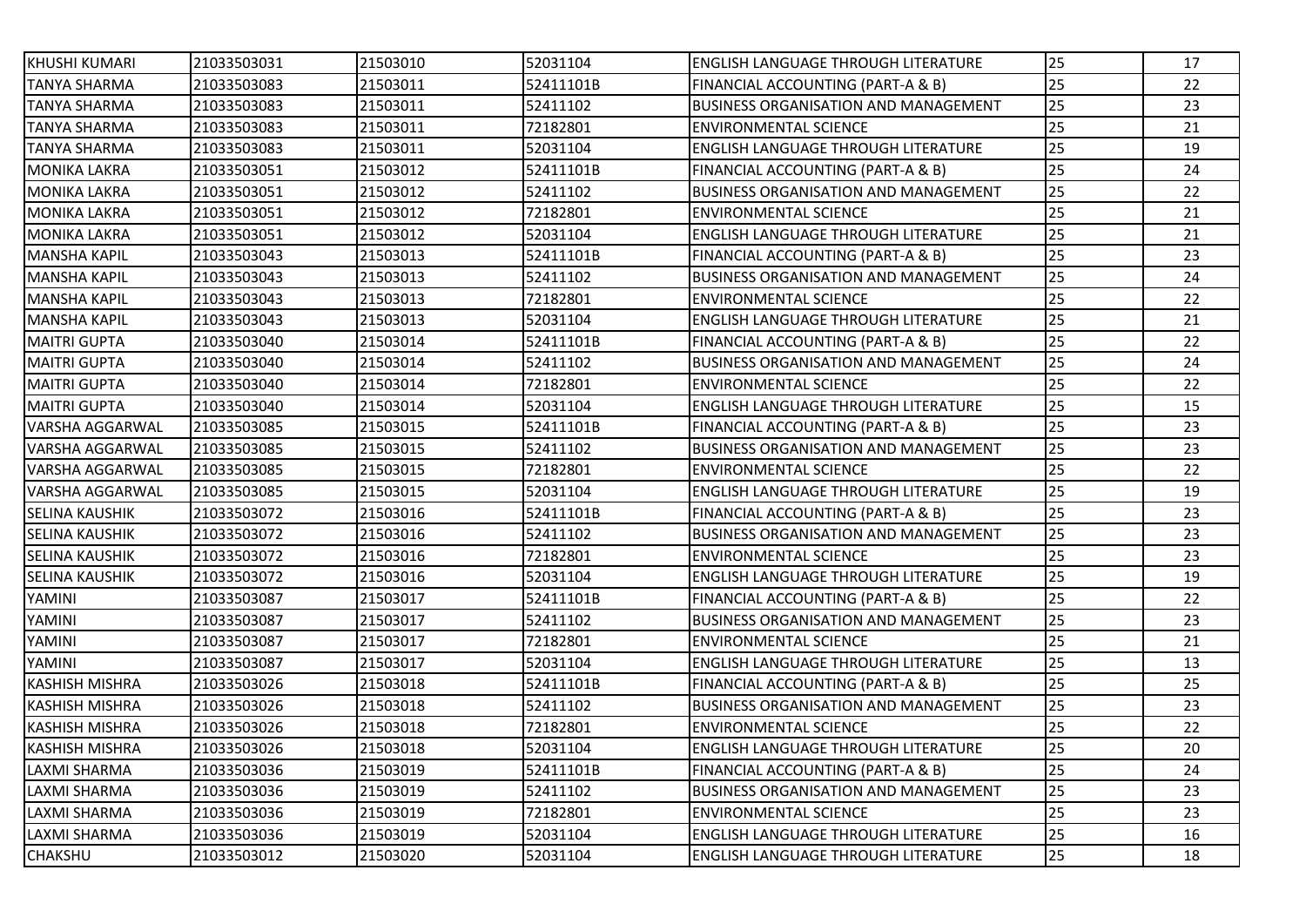| KHUSHI KUMARI | 21033503031 | 21503010 | 52031104 | ENGLISH LANGUAGE THROUGH LITERATURE | 25 | 17 |
|---|---|---|---|---|---|---|
| TANYA SHARMA | 21033503083 | 21503011 | 52411101B | FINANCIAL ACCOUNTING (PART-A & B) | 25 | 22 |
| TANYA SHARMA | 21033503083 | 21503011 | 52411102 | BUSINESS ORGANISATION AND MANAGEMENT | 25 | 23 |
| TANYA SHARMA | 21033503083 | 21503011 | 72182801 | ENVIRONMENTAL SCIENCE | 25 | 21 |
| TANYA SHARMA | 21033503083 | 21503011 | 52031104 | ENGLISH LANGUAGE THROUGH LITERATURE | 25 | 19 |
| MONIKA LAKRA | 21033503051 | 21503012 | 52411101B | FINANCIAL ACCOUNTING (PART-A & B) | 25 | 24 |
| MONIKA LAKRA | 21033503051 | 21503012 | 52411102 | BUSINESS ORGANISATION AND MANAGEMENT | 25 | 22 |
| MONIKA LAKRA | 21033503051 | 21503012 | 72182801 | ENVIRONMENTAL SCIENCE | 25 | 21 |
| MONIKA LAKRA | 21033503051 | 21503012 | 52031104 | ENGLISH LANGUAGE THROUGH LITERATURE | 25 | 21 |
| MANSHA KAPIL | 21033503043 | 21503013 | 52411101B | FINANCIAL ACCOUNTING (PART-A & B) | 25 | 23 |
| MANSHA KAPIL | 21033503043 | 21503013 | 52411102 | BUSINESS ORGANISATION AND MANAGEMENT | 25 | 24 |
| MANSHA KAPIL | 21033503043 | 21503013 | 72182801 | ENVIRONMENTAL SCIENCE | 25 | 22 |
| MANSHA KAPIL | 21033503043 | 21503013 | 52031104 | ENGLISH LANGUAGE THROUGH LITERATURE | 25 | 21 |
| MAITRI GUPTA | 21033503040 | 21503014 | 52411101B | FINANCIAL ACCOUNTING (PART-A & B) | 25 | 22 |
| MAITRI GUPTA | 21033503040 | 21503014 | 52411102 | BUSINESS ORGANISATION AND MANAGEMENT | 25 | 24 |
| MAITRI GUPTA | 21033503040 | 21503014 | 72182801 | ENVIRONMENTAL SCIENCE | 25 | 22 |
| MAITRI GUPTA | 21033503040 | 21503014 | 52031104 | ENGLISH LANGUAGE THROUGH LITERATURE | 25 | 15 |
| VARSHA AGGARWAL | 21033503085 | 21503015 | 52411101B | FINANCIAL ACCOUNTING (PART-A & B) | 25 | 23 |
| VARSHA AGGARWAL | 21033503085 | 21503015 | 52411102 | BUSINESS ORGANISATION AND MANAGEMENT | 25 | 23 |
| VARSHA AGGARWAL | 21033503085 | 21503015 | 72182801 | ENVIRONMENTAL SCIENCE | 25 | 22 |
| VARSHA AGGARWAL | 21033503085 | 21503015 | 52031104 | ENGLISH LANGUAGE THROUGH LITERATURE | 25 | 19 |
| SELINA KAUSHIK | 21033503072 | 21503016 | 52411101B | FINANCIAL ACCOUNTING (PART-A & B) | 25 | 23 |
| SELINA KAUSHIK | 21033503072 | 21503016 | 52411102 | BUSINESS ORGANISATION AND MANAGEMENT | 25 | 23 |
| SELINA KAUSHIK | 21033503072 | 21503016 | 72182801 | ENVIRONMENTAL SCIENCE | 25 | 23 |
| SELINA KAUSHIK | 21033503072 | 21503016 | 52031104 | ENGLISH LANGUAGE THROUGH LITERATURE | 25 | 19 |
| YAMINI | 21033503087 | 21503017 | 52411101B | FINANCIAL ACCOUNTING (PART-A & B) | 25 | 22 |
| YAMINI | 21033503087 | 21503017 | 52411102 | BUSINESS ORGANISATION AND MANAGEMENT | 25 | 23 |
| YAMINI | 21033503087 | 21503017 | 72182801 | ENVIRONMENTAL SCIENCE | 25 | 21 |
| YAMINI | 21033503087 | 21503017 | 52031104 | ENGLISH LANGUAGE THROUGH LITERATURE | 25 | 13 |
| KASHISH MISHRA | 21033503026 | 21503018 | 52411101B | FINANCIAL ACCOUNTING (PART-A & B) | 25 | 25 |
| KASHISH MISHRA | 21033503026 | 21503018 | 52411102 | BUSINESS ORGANISATION AND MANAGEMENT | 25 | 23 |
| KASHISH MISHRA | 21033503026 | 21503018 | 72182801 | ENVIRONMENTAL SCIENCE | 25 | 22 |
| KASHISH MISHRA | 21033503026 | 21503018 | 52031104 | ENGLISH LANGUAGE THROUGH LITERATURE | 25 | 20 |
| LAXMI SHARMA | 21033503036 | 21503019 | 52411101B | FINANCIAL ACCOUNTING (PART-A & B) | 25 | 24 |
| LAXMI SHARMA | 21033503036 | 21503019 | 52411102 | BUSINESS ORGANISATION AND MANAGEMENT | 25 | 23 |
| LAXMI SHARMA | 21033503036 | 21503019 | 72182801 | ENVIRONMENTAL SCIENCE | 25 | 23 |
| LAXMI SHARMA | 21033503036 | 21503019 | 52031104 | ENGLISH LANGUAGE THROUGH LITERATURE | 25 | 16 |
| CHAKSHU | 21033503012 | 21503020 | 52031104 | ENGLISH LANGUAGE THROUGH LITERATURE | 25 | 18 |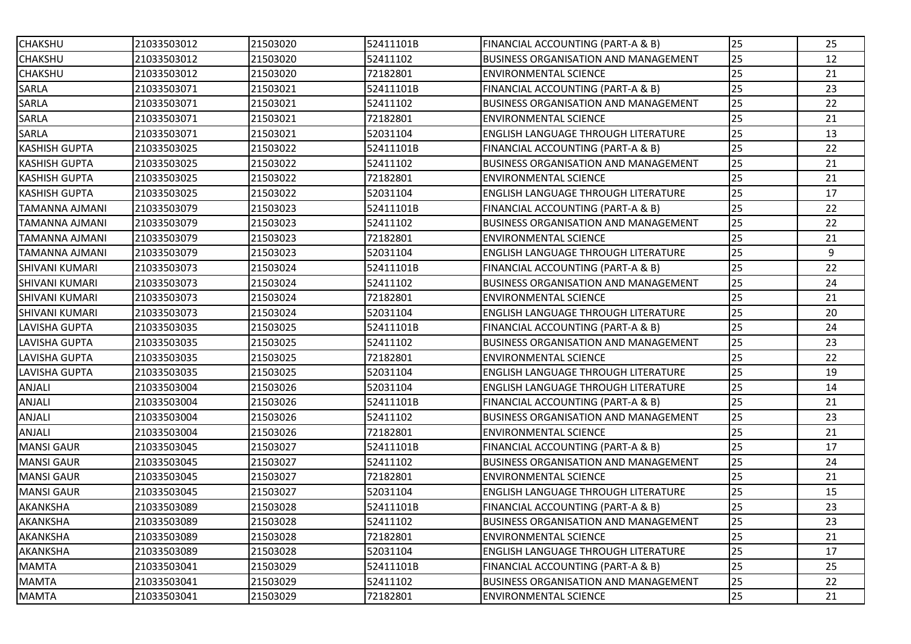| | | | | | | |
|---|---|---|---|---|---|---|
| CHAKSHU | 21033503012 | 21503020 | 52411101B | FINANCIAL ACCOUNTING (PART-A & B) | 25 | 25 |
| CHAKSHU | 21033503012 | 21503020 | 52411102 | BUSINESS ORGANISATION AND MANAGEMENT | 25 | 12 |
| CHAKSHU | 21033503012 | 21503020 | 72182801 | ENVIRONMENTAL SCIENCE | 25 | 21 |
| SARLA | 21033503071 | 21503021 | 52411101B | FINANCIAL ACCOUNTING (PART-A & B) | 25 | 23 |
| SARLA | 21033503071 | 21503021 | 52411102 | BUSINESS ORGANISATION AND MANAGEMENT | 25 | 22 |
| SARLA | 21033503071 | 21503021 | 72182801 | ENVIRONMENTAL SCIENCE | 25 | 21 |
| SARLA | 21033503071 | 21503021 | 52031104 | ENGLISH LANGUAGE THROUGH LITERATURE | 25 | 13 |
| KASHISH GUPTA | 21033503025 | 21503022 | 52411101B | FINANCIAL ACCOUNTING (PART-A & B) | 25 | 22 |
| KASHISH GUPTA | 21033503025 | 21503022 | 52411102 | BUSINESS ORGANISATION AND MANAGEMENT | 25 | 21 |
| KASHISH GUPTA | 21033503025 | 21503022 | 72182801 | ENVIRONMENTAL SCIENCE | 25 | 21 |
| KASHISH GUPTA | 21033503025 | 21503022 | 52031104 | ENGLISH LANGUAGE THROUGH LITERATURE | 25 | 17 |
| TAMANNA AJMANI | 21033503079 | 21503023 | 52411101B | FINANCIAL ACCOUNTING (PART-A & B) | 25 | 22 |
| TAMANNA AJMANI | 21033503079 | 21503023 | 52411102 | BUSINESS ORGANISATION AND MANAGEMENT | 25 | 22 |
| TAMANNA AJMANI | 21033503079 | 21503023 | 72182801 | ENVIRONMENTAL SCIENCE | 25 | 21 |
| TAMANNA AJMANI | 21033503079 | 21503023 | 52031104 | ENGLISH LANGUAGE THROUGH LITERATURE | 25 | 9 |
| SHIVANI KUMARI | 21033503073 | 21503024 | 52411101B | FINANCIAL ACCOUNTING (PART-A & B) | 25 | 22 |
| SHIVANI KUMARI | 21033503073 | 21503024 | 52411102 | BUSINESS ORGANISATION AND MANAGEMENT | 25 | 24 |
| SHIVANI KUMARI | 21033503073 | 21503024 | 72182801 | ENVIRONMENTAL SCIENCE | 25 | 21 |
| SHIVANI KUMARI | 21033503073 | 21503024 | 52031104 | ENGLISH LANGUAGE THROUGH LITERATURE | 25 | 20 |
| LAVISHA GUPTA | 21033503035 | 21503025 | 52411101B | FINANCIAL ACCOUNTING (PART-A & B) | 25 | 24 |
| LAVISHA GUPTA | 21033503035 | 21503025 | 52411102 | BUSINESS ORGANISATION AND MANAGEMENT | 25 | 23 |
| LAVISHA GUPTA | 21033503035 | 21503025 | 72182801 | ENVIRONMENTAL SCIENCE | 25 | 22 |
| LAVISHA GUPTA | 21033503035 | 21503025 | 52031104 | ENGLISH LANGUAGE THROUGH LITERATURE | 25 | 19 |
| ANJALI | 21033503004 | 21503026 | 52031104 | ENGLISH LANGUAGE THROUGH LITERATURE | 25 | 14 |
| ANJALI | 21033503004 | 21503026 | 52411101B | FINANCIAL ACCOUNTING (PART-A & B) | 25 | 21 |
| ANJALI | 21033503004 | 21503026 | 52411102 | BUSINESS ORGANISATION AND MANAGEMENT | 25 | 23 |
| ANJALI | 21033503004 | 21503026 | 72182801 | ENVIRONMENTAL SCIENCE | 25 | 21 |
| MANSI GAUR | 21033503045 | 21503027 | 52411101B | FINANCIAL ACCOUNTING (PART-A & B) | 25 | 17 |
| MANSI GAUR | 21033503045 | 21503027 | 52411102 | BUSINESS ORGANISATION AND MANAGEMENT | 25 | 24 |
| MANSI GAUR | 21033503045 | 21503027 | 72182801 | ENVIRONMENTAL SCIENCE | 25 | 21 |
| MANSI GAUR | 21033503045 | 21503027 | 52031104 | ENGLISH LANGUAGE THROUGH LITERATURE | 25 | 15 |
| AKANKSHA | 21033503089 | 21503028 | 52411101B | FINANCIAL ACCOUNTING (PART-A & B) | 25 | 23 |
| AKANKSHA | 21033503089 | 21503028 | 52411102 | BUSINESS ORGANISATION AND MANAGEMENT | 25 | 23 |
| AKANKSHA | 21033503089 | 21503028 | 72182801 | ENVIRONMENTAL SCIENCE | 25 | 21 |
| AKANKSHA | 21033503089 | 21503028 | 52031104 | ENGLISH LANGUAGE THROUGH LITERATURE | 25 | 17 |
| MAMTA | 21033503041 | 21503029 | 52411101B | FINANCIAL ACCOUNTING (PART-A & B) | 25 | 25 |
| MAMTA | 21033503041 | 21503029 | 52411102 | BUSINESS ORGANISATION AND MANAGEMENT | 25 | 22 |
| MAMTA | 21033503041 | 21503029 | 72182801 | ENVIRONMENTAL SCIENCE | 25 | 21 |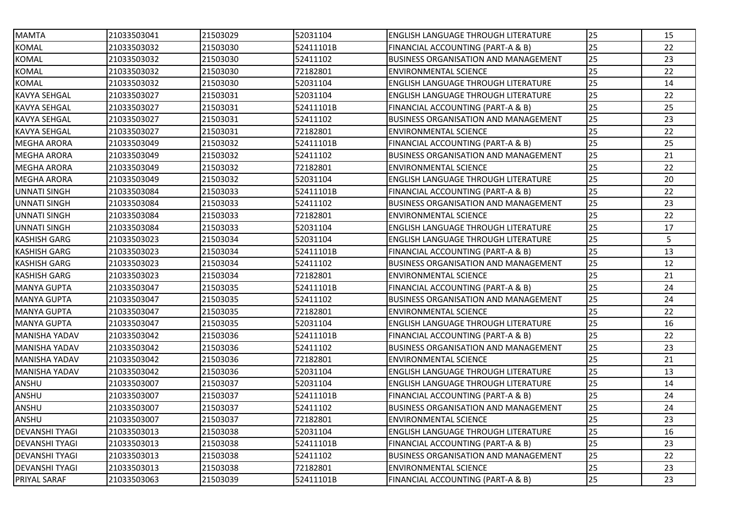| MAMTA | 21033503041 | 21503029 | 52031104 | ENGLISH LANGUAGE THROUGH LITERATURE | 25 | 15 |
|---|---|---|---|---|---|---|
| KOMAL | 21033503032 | 21503030 | 52411101B | FINANCIAL ACCOUNTING (PART-A & B) | 25 | 22 |
| KOMAL | 21033503032 | 21503030 | 52411102 | BUSINESS ORGANISATION AND MANAGEMENT | 25 | 23 |
| KOMAL | 21033503032 | 21503030 | 72182801 | ENVIRONMENTAL SCIENCE | 25 | 22 |
| KOMAL | 21033503032 | 21503030 | 52031104 | ENGLISH LANGUAGE THROUGH LITERATURE | 25 | 14 |
| KAVYA SEHGAL | 21033503027 | 21503031 | 52031104 | ENGLISH LANGUAGE THROUGH LITERATURE | 25 | 22 |
| KAVYA SEHGAL | 21033503027 | 21503031 | 52411101B | FINANCIAL ACCOUNTING (PART-A & B) | 25 | 25 |
| KAVYA SEHGAL | 21033503027 | 21503031 | 52411102 | BUSINESS ORGANISATION AND MANAGEMENT | 25 | 23 |
| KAVYA SEHGAL | 21033503027 | 21503031 | 72182801 | ENVIRONMENTAL SCIENCE | 25 | 22 |
| MEGHA ARORA | 21033503049 | 21503032 | 52411101B | FINANCIAL ACCOUNTING (PART-A & B) | 25 | 25 |
| MEGHA ARORA | 21033503049 | 21503032 | 52411102 | BUSINESS ORGANISATION AND MANAGEMENT | 25 | 21 |
| MEGHA ARORA | 21033503049 | 21503032 | 72182801 | ENVIRONMENTAL SCIENCE | 25 | 22 |
| MEGHA ARORA | 21033503049 | 21503032 | 52031104 | ENGLISH LANGUAGE THROUGH LITERATURE | 25 | 20 |
| UNNATI SINGH | 21033503084 | 21503033 | 52411101B | FINANCIAL ACCOUNTING (PART-A & B) | 25 | 22 |
| UNNATI SINGH | 21033503084 | 21503033 | 52411102 | BUSINESS ORGANISATION AND MANAGEMENT | 25 | 23 |
| UNNATI SINGH | 21033503084 | 21503033 | 72182801 | ENVIRONMENTAL SCIENCE | 25 | 22 |
| UNNATI SINGH | 21033503084 | 21503033 | 52031104 | ENGLISH LANGUAGE THROUGH LITERATURE | 25 | 17 |
| KASHISH GARG | 21033503023 | 21503034 | 52031104 | ENGLISH LANGUAGE THROUGH LITERATURE | 25 | 5 |
| KASHISH GARG | 21033503023 | 21503034 | 52411101B | FINANCIAL ACCOUNTING (PART-A & B) | 25 | 13 |
| KASHISH GARG | 21033503023 | 21503034 | 52411102 | BUSINESS ORGANISATION AND MANAGEMENT | 25 | 12 |
| KASHISH GARG | 21033503023 | 21503034 | 72182801 | ENVIRONMENTAL SCIENCE | 25 | 21 |
| MANYA GUPTA | 21033503047 | 21503035 | 52411101B | FINANCIAL ACCOUNTING (PART-A & B) | 25 | 24 |
| MANYA GUPTA | 21033503047 | 21503035 | 52411102 | BUSINESS ORGANISATION AND MANAGEMENT | 25 | 24 |
| MANYA GUPTA | 21033503047 | 21503035 | 72182801 | ENVIRONMENTAL SCIENCE | 25 | 22 |
| MANYA GUPTA | 21033503047 | 21503035 | 52031104 | ENGLISH LANGUAGE THROUGH LITERATURE | 25 | 16 |
| MANISHA YADAV | 21033503042 | 21503036 | 52411101B | FINANCIAL ACCOUNTING (PART-A & B) | 25 | 22 |
| MANISHA YADAV | 21033503042 | 21503036 | 52411102 | BUSINESS ORGANISATION AND MANAGEMENT | 25 | 23 |
| MANISHA YADAV | 21033503042 | 21503036 | 72182801 | ENVIRONMENTAL SCIENCE | 25 | 21 |
| MANISHA YADAV | 21033503042 | 21503036 | 52031104 | ENGLISH LANGUAGE THROUGH LITERATURE | 25 | 13 |
| ANSHU | 21033503007 | 21503037 | 52031104 | ENGLISH LANGUAGE THROUGH LITERATURE | 25 | 14 |
| ANSHU | 21033503007 | 21503037 | 52411101B | FINANCIAL ACCOUNTING (PART-A & B) | 25 | 24 |
| ANSHU | 21033503007 | 21503037 | 52411102 | BUSINESS ORGANISATION AND MANAGEMENT | 25 | 24 |
| ANSHU | 21033503007 | 21503037 | 72182801 | ENVIRONMENTAL SCIENCE | 25 | 23 |
| DEVANSHI TYAGI | 21033503013 | 21503038 | 52031104 | ENGLISH LANGUAGE THROUGH LITERATURE | 25 | 16 |
| DEVANSHI TYAGI | 21033503013 | 21503038 | 52411101B | FINANCIAL ACCOUNTING (PART-A & B) | 25 | 23 |
| DEVANSHI TYAGI | 21033503013 | 21503038 | 52411102 | BUSINESS ORGANISATION AND MANAGEMENT | 25 | 22 |
| DEVANSHI TYAGI | 21033503013 | 21503038 | 72182801 | ENVIRONMENTAL SCIENCE | 25 | 23 |
| PRIYAL SARAF | 21033503063 | 21503039 | 52411101B | FINANCIAL ACCOUNTING (PART-A & B) | 25 | 23 |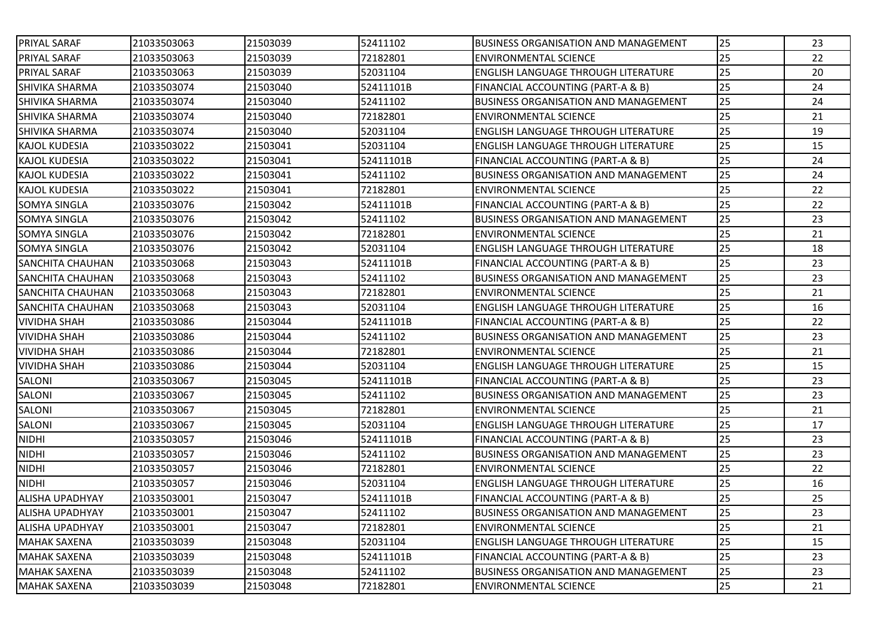| PRIYAL SARAF | 21033503063 | 21503039 | 52411102 | BUSINESS ORGANISATION AND MANAGEMENT | 25 | 23 |
|---|---|---|---|---|---|---|
| PRIYAL SARAF | 21033503063 | 21503039 | 72182801 | ENVIRONMENTAL SCIENCE | 25 | 22 |
| PRIYAL SARAF | 21033503063 | 21503039 | 52031104 | ENGLISH LANGUAGE THROUGH LITERATURE | 25 | 20 |
| SHIVIKA SHARMA | 21033503074 | 21503040 | 52411101B | FINANCIAL ACCOUNTING (PART-A & B) | 25 | 24 |
| SHIVIKA SHARMA | 21033503074 | 21503040 | 52411102 | BUSINESS ORGANISATION AND MANAGEMENT | 25 | 24 |
| SHIVIKA SHARMA | 21033503074 | 21503040 | 72182801 | ENVIRONMENTAL SCIENCE | 25 | 21 |
| SHIVIKA SHARMA | 21033503074 | 21503040 | 52031104 | ENGLISH LANGUAGE THROUGH LITERATURE | 25 | 19 |
| KAJOL KUDESIA | 21033503022 | 21503041 | 52031104 | ENGLISH LANGUAGE THROUGH LITERATURE | 25 | 15 |
| KAJOL KUDESIA | 21033503022 | 21503041 | 52411101B | FINANCIAL ACCOUNTING (PART-A & B) | 25 | 24 |
| KAJOL KUDESIA | 21033503022 | 21503041 | 52411102 | BUSINESS ORGANISATION AND MANAGEMENT | 25 | 24 |
| KAJOL KUDESIA | 21033503022 | 21503041 | 72182801 | ENVIRONMENTAL SCIENCE | 25 | 22 |
| SOMYA SINGLA | 21033503076 | 21503042 | 52411101B | FINANCIAL ACCOUNTING (PART-A & B) | 25 | 22 |
| SOMYA SINGLA | 21033503076 | 21503042 | 52411102 | BUSINESS ORGANISATION AND MANAGEMENT | 25 | 23 |
| SOMYA SINGLA | 21033503076 | 21503042 | 72182801 | ENVIRONMENTAL SCIENCE | 25 | 21 |
| SOMYA SINGLA | 21033503076 | 21503042 | 52031104 | ENGLISH LANGUAGE THROUGH LITERATURE | 25 | 18 |
| SANCHITA CHAUHAN | 21033503068 | 21503043 | 52411101B | FINANCIAL ACCOUNTING (PART-A & B) | 25 | 23 |
| SANCHITA CHAUHAN | 21033503068 | 21503043 | 52411102 | BUSINESS ORGANISATION AND MANAGEMENT | 25 | 23 |
| SANCHITA CHAUHAN | 21033503068 | 21503043 | 72182801 | ENVIRONMENTAL SCIENCE | 25 | 21 |
| SANCHITA CHAUHAN | 21033503068 | 21503043 | 52031104 | ENGLISH LANGUAGE THROUGH LITERATURE | 25 | 16 |
| VIVIDHA SHAH | 21033503086 | 21503044 | 52411101B | FINANCIAL ACCOUNTING (PART-A & B) | 25 | 22 |
| VIVIDHA SHAH | 21033503086 | 21503044 | 52411102 | BUSINESS ORGANISATION AND MANAGEMENT | 25 | 23 |
| VIVIDHA SHAH | 21033503086 | 21503044 | 72182801 | ENVIRONMENTAL SCIENCE | 25 | 21 |
| VIVIDHA SHAH | 21033503086 | 21503044 | 52031104 | ENGLISH LANGUAGE THROUGH LITERATURE | 25 | 15 |
| SALONI | 21033503067 | 21503045 | 52411101B | FINANCIAL ACCOUNTING (PART-A & B) | 25 | 23 |
| SALONI | 21033503067 | 21503045 | 52411102 | BUSINESS ORGANISATION AND MANAGEMENT | 25 | 23 |
| SALONI | 21033503067 | 21503045 | 72182801 | ENVIRONMENTAL SCIENCE | 25 | 21 |
| SALONI | 21033503067 | 21503045 | 52031104 | ENGLISH LANGUAGE THROUGH LITERATURE | 25 | 17 |
| NIDHI | 21033503057 | 21503046 | 52411101B | FINANCIAL ACCOUNTING (PART-A & B) | 25 | 23 |
| NIDHI | 21033503057 | 21503046 | 52411102 | BUSINESS ORGANISATION AND MANAGEMENT | 25 | 23 |
| NIDHI | 21033503057 | 21503046 | 72182801 | ENVIRONMENTAL SCIENCE | 25 | 22 |
| NIDHI | 21033503057 | 21503046 | 52031104 | ENGLISH LANGUAGE THROUGH LITERATURE | 25 | 16 |
| ALISHA UPADHYAY | 21033503001 | 21503047 | 52411101B | FINANCIAL ACCOUNTING (PART-A & B) | 25 | 25 |
| ALISHA UPADHYAY | 21033503001 | 21503047 | 52411102 | BUSINESS ORGANISATION AND MANAGEMENT | 25 | 23 |
| ALISHA UPADHYAY | 21033503001 | 21503047 | 72182801 | ENVIRONMENTAL SCIENCE | 25 | 21 |
| MAHAK SAXENA | 21033503039 | 21503048 | 52031104 | ENGLISH LANGUAGE THROUGH LITERATURE | 25 | 15 |
| MAHAK SAXENA | 21033503039 | 21503048 | 52411101B | FINANCIAL ACCOUNTING (PART-A & B) | 25 | 23 |
| MAHAK SAXENA | 21033503039 | 21503048 | 52411102 | BUSINESS ORGANISATION AND MANAGEMENT | 25 | 23 |
| MAHAK SAXENA | 21033503039 | 21503048 | 72182801 | ENVIRONMENTAL SCIENCE | 25 | 21 |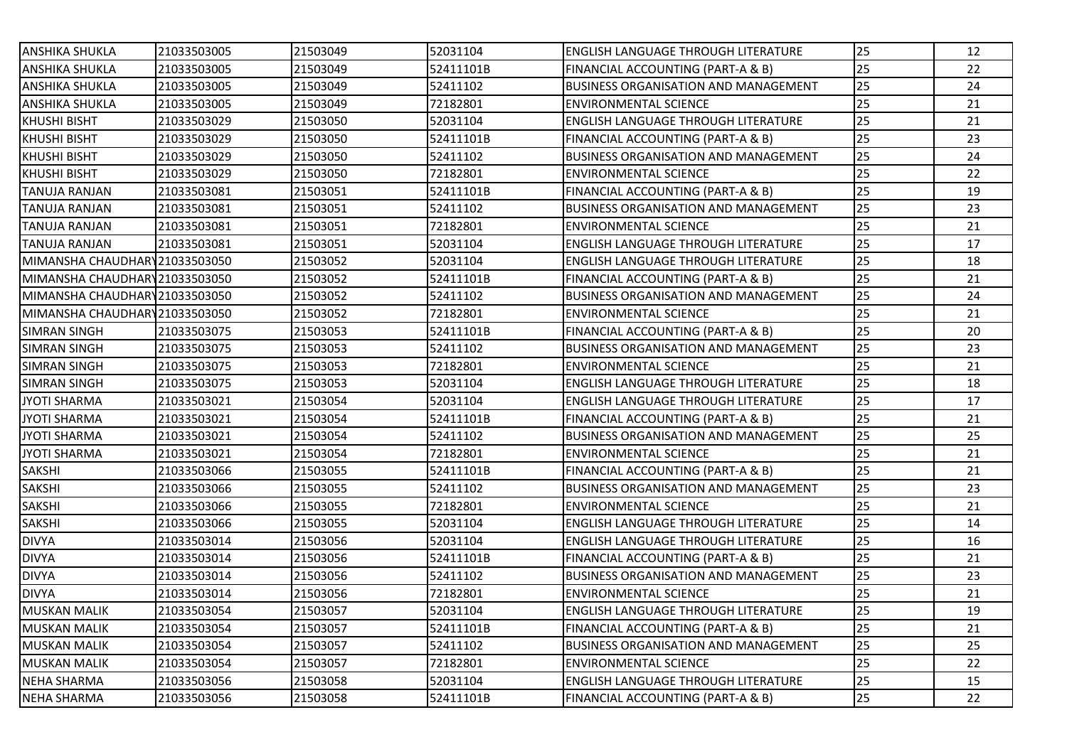| | | | | | | |
|---|---|---|---|---|---|---|
| ANSHIKA SHUKLA | 21033503005 | 21503049 | 52031104 | ENGLISH LANGUAGE THROUGH LITERATURE | 25 | 12 |
| ANSHIKA SHUKLA | 21033503005 | 21503049 | 52411101B | FINANCIAL ACCOUNTING (PART-A & B) | 25 | 22 |
| ANSHIKA SHUKLA | 21033503005 | 21503049 | 52411102 | BUSINESS ORGANISATION AND MANAGEMENT | 25 | 24 |
| ANSHIKA SHUKLA | 21033503005 | 21503049 | 72182801 | ENVIRONMENTAL SCIENCE | 25 | 21 |
| KHUSHI BISHT | 21033503029 | 21503050 | 52031104 | ENGLISH LANGUAGE THROUGH LITERATURE | 25 | 21 |
| KHUSHI BISHT | 21033503029 | 21503050 | 52411101B | FINANCIAL ACCOUNTING (PART-A & B) | 25 | 23 |
| KHUSHI BISHT | 21033503029 | 21503050 | 52411102 | BUSINESS ORGANISATION AND MANAGEMENT | 25 | 24 |
| KHUSHI BISHT | 21033503029 | 21503050 | 72182801 | ENVIRONMENTAL SCIENCE | 25 | 22 |
| TANUJA RANJAN | 21033503081 | 21503051 | 52411101B | FINANCIAL ACCOUNTING (PART-A & B) | 25 | 19 |
| TANUJA RANJAN | 21033503081 | 21503051 | 52411102 | BUSINESS ORGANISATION AND MANAGEMENT | 25 | 23 |
| TANUJA RANJAN | 21033503081 | 21503051 | 72182801 | ENVIRONMENTAL SCIENCE | 25 | 21 |
| TANUJA RANJAN | 21033503081 | 21503051 | 52031104 | ENGLISH LANGUAGE THROUGH LITERATURE | 25 | 17 |
| MIMANSHA CHAUDHARY | 21033503050 | 21503052 | 52031104 | ENGLISH LANGUAGE THROUGH LITERATURE | 25 | 18 |
| MIMANSHA CHAUDHARY | 21033503050 | 21503052 | 52411101B | FINANCIAL ACCOUNTING (PART-A & B) | 25 | 21 |
| MIMANSHA CHAUDHARY | 21033503050 | 21503052 | 52411102 | BUSINESS ORGANISATION AND MANAGEMENT | 25 | 24 |
| MIMANSHA CHAUDHARY | 21033503050 | 21503052 | 72182801 | ENVIRONMENTAL SCIENCE | 25 | 21 |
| SIMRAN SINGH | 21033503075 | 21503053 | 52411101B | FINANCIAL ACCOUNTING (PART-A & B) | 25 | 20 |
| SIMRAN SINGH | 21033503075 | 21503053 | 52411102 | BUSINESS ORGANISATION AND MANAGEMENT | 25 | 23 |
| SIMRAN SINGH | 21033503075 | 21503053 | 72182801 | ENVIRONMENTAL SCIENCE | 25 | 21 |
| SIMRAN SINGH | 21033503075 | 21503053 | 52031104 | ENGLISH LANGUAGE THROUGH LITERATURE | 25 | 18 |
| JYOTI SHARMA | 21033503021 | 21503054 | 52031104 | ENGLISH LANGUAGE THROUGH LITERATURE | 25 | 17 |
| JYOTI SHARMA | 21033503021 | 21503054 | 52411101B | FINANCIAL ACCOUNTING (PART-A & B) | 25 | 21 |
| JYOTI SHARMA | 21033503021 | 21503054 | 52411102 | BUSINESS ORGANISATION AND MANAGEMENT | 25 | 25 |
| JYOTI SHARMA | 21033503021 | 21503054 | 72182801 | ENVIRONMENTAL SCIENCE | 25 | 21 |
| SAKSHI | 21033503066 | 21503055 | 52411101B | FINANCIAL ACCOUNTING (PART-A & B) | 25 | 21 |
| SAKSHI | 21033503066 | 21503055 | 52411102 | BUSINESS ORGANISATION AND MANAGEMENT | 25 | 23 |
| SAKSHI | 21033503066 | 21503055 | 72182801 | ENVIRONMENTAL SCIENCE | 25 | 21 |
| SAKSHI | 21033503066 | 21503055 | 52031104 | ENGLISH LANGUAGE THROUGH LITERATURE | 25 | 14 |
| DIVYA | 21033503014 | 21503056 | 52031104 | ENGLISH LANGUAGE THROUGH LITERATURE | 25 | 16 |
| DIVYA | 21033503014 | 21503056 | 52411101B | FINANCIAL ACCOUNTING (PART-A & B) | 25 | 21 |
| DIVYA | 21033503014 | 21503056 | 52411102 | BUSINESS ORGANISATION AND MANAGEMENT | 25 | 23 |
| DIVYA | 21033503014 | 21503056 | 72182801 | ENVIRONMENTAL SCIENCE | 25 | 21 |
| MUSKAN MALIK | 21033503054 | 21503057 | 52031104 | ENGLISH LANGUAGE THROUGH LITERATURE | 25 | 19 |
| MUSKAN MALIK | 21033503054 | 21503057 | 52411101B | FINANCIAL ACCOUNTING (PART-A & B) | 25 | 21 |
| MUSKAN MALIK | 21033503054 | 21503057 | 52411102 | BUSINESS ORGANISATION AND MANAGEMENT | 25 | 25 |
| MUSKAN MALIK | 21033503054 | 21503057 | 72182801 | ENVIRONMENTAL SCIENCE | 25 | 22 |
| NEHA SHARMA | 21033503056 | 21503058 | 52031104 | ENGLISH LANGUAGE THROUGH LITERATURE | 25 | 15 |
| NEHA SHARMA | 21033503056 | 21503058 | 52411101B | FINANCIAL ACCOUNTING (PART-A & B) | 25 | 22 |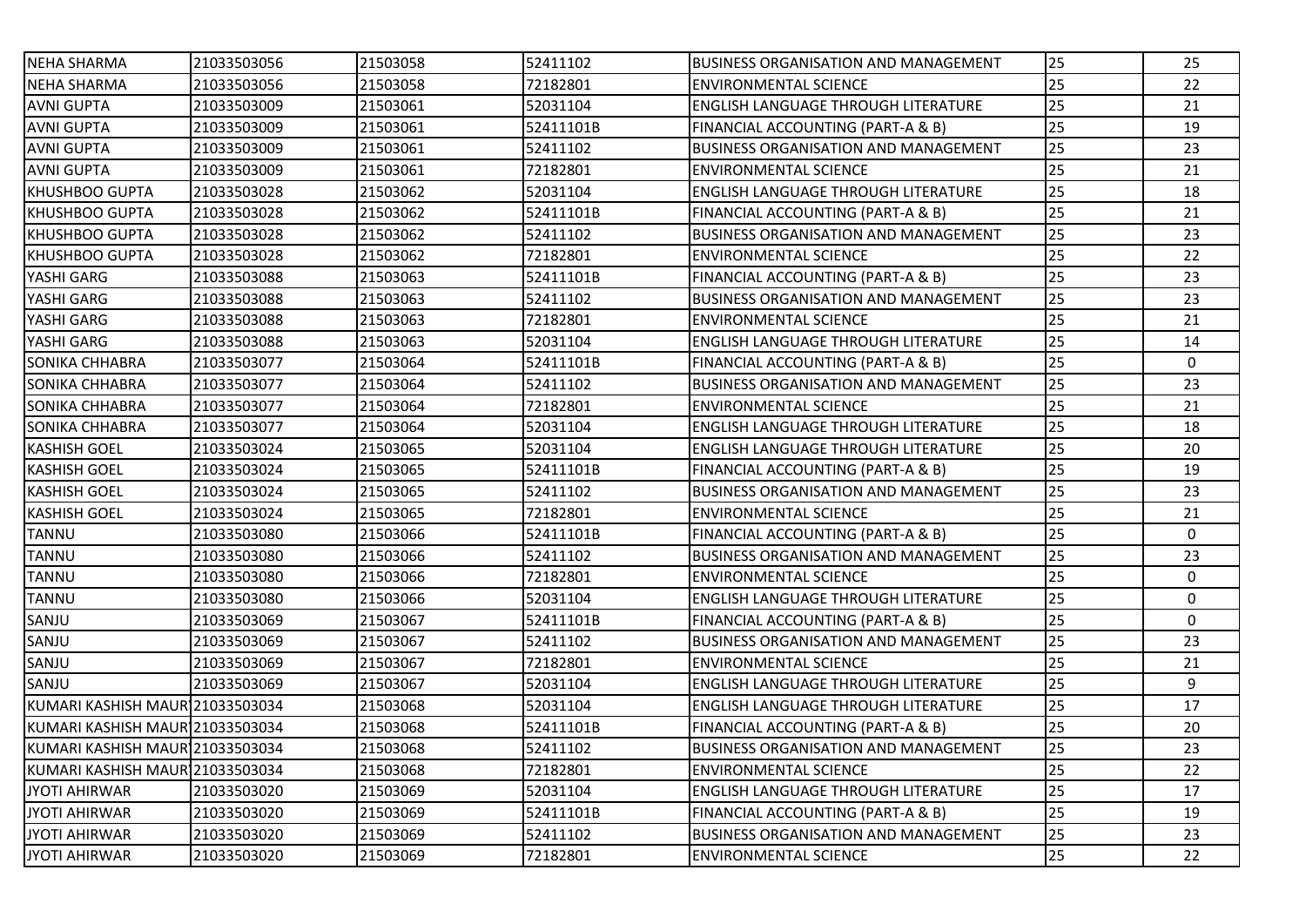| | | | | | | |
|---|---|---|---|---|---|---|
| NEHA SHARMA | 21033503056 | 21503058 | 52411102 | BUSINESS ORGANISATION AND MANAGEMENT | 25 | 25 |
| NEHA SHARMA | 21033503056 | 21503058 | 72182801 | ENVIRONMENTAL SCIENCE | 25 | 22 |
| AVNI GUPTA | 21033503009 | 21503061 | 52031104 | ENGLISH LANGUAGE THROUGH LITERATURE | 25 | 21 |
| AVNI GUPTA | 21033503009 | 21503061 | 52411101B | FINANCIAL ACCOUNTING (PART-A & B) | 25 | 19 |
| AVNI GUPTA | 21033503009 | 21503061 | 52411102 | BUSINESS ORGANISATION AND MANAGEMENT | 25 | 23 |
| AVNI GUPTA | 21033503009 | 21503061 | 72182801 | ENVIRONMENTAL SCIENCE | 25 | 21 |
| KHUSHBOO GUPTA | 21033503028 | 21503062 | 52031104 | ENGLISH LANGUAGE THROUGH LITERATURE | 25 | 18 |
| KHUSHBOO GUPTA | 21033503028 | 21503062 | 52411101B | FINANCIAL ACCOUNTING (PART-A & B) | 25 | 21 |
| KHUSHBOO GUPTA | 21033503028 | 21503062 | 52411102 | BUSINESS ORGANISATION AND MANAGEMENT | 25 | 23 |
| KHUSHBOO GUPTA | 21033503028 | 21503062 | 72182801 | ENVIRONMENTAL SCIENCE | 25 | 22 |
| YASHI GARG | 21033503088 | 21503063 | 52411101B | FINANCIAL ACCOUNTING (PART-A & B) | 25 | 23 |
| YASHI GARG | 21033503088 | 21503063 | 52411102 | BUSINESS ORGANISATION AND MANAGEMENT | 25 | 23 |
| YASHI GARG | 21033503088 | 21503063 | 72182801 | ENVIRONMENTAL SCIENCE | 25 | 21 |
| YASHI GARG | 21033503088 | 21503063 | 52031104 | ENGLISH LANGUAGE THROUGH LITERATURE | 25 | 14 |
| SONIKA CHHABRA | 21033503077 | 21503064 | 52411101B | FINANCIAL ACCOUNTING (PART-A & B) | 25 | 0 |
| SONIKA CHHABRA | 21033503077 | 21503064 | 52411102 | BUSINESS ORGANISATION AND MANAGEMENT | 25 | 23 |
| SONIKA CHHABRA | 21033503077 | 21503064 | 72182801 | ENVIRONMENTAL SCIENCE | 25 | 21 |
| SONIKA CHHABRA | 21033503077 | 21503064 | 52031104 | ENGLISH LANGUAGE THROUGH LITERATURE | 25 | 18 |
| KASHISH GOEL | 21033503024 | 21503065 | 52031104 | ENGLISH LANGUAGE THROUGH LITERATURE | 25 | 20 |
| KASHISH GOEL | 21033503024 | 21503065 | 52411101B | FINANCIAL ACCOUNTING (PART-A & B) | 25 | 19 |
| KASHISH GOEL | 21033503024 | 21503065 | 52411102 | BUSINESS ORGANISATION AND MANAGEMENT | 25 | 23 |
| KASHISH GOEL | 21033503024 | 21503065 | 72182801 | ENVIRONMENTAL SCIENCE | 25 | 21 |
| TANNU | 21033503080 | 21503066 | 52411101B | FINANCIAL ACCOUNTING (PART-A & B) | 25 | 0 |
| TANNU | 21033503080 | 21503066 | 52411102 | BUSINESS ORGANISATION AND MANAGEMENT | 25 | 23 |
| TANNU | 21033503080 | 21503066 | 72182801 | ENVIRONMENTAL SCIENCE | 25 | 0 |
| TANNU | 21033503080 | 21503066 | 52031104 | ENGLISH LANGUAGE THROUGH LITERATURE | 25 | 0 |
| SANJU | 21033503069 | 21503067 | 52411101B | FINANCIAL ACCOUNTING (PART-A & B) | 25 | 0 |
| SANJU | 21033503069 | 21503067 | 52411102 | BUSINESS ORGANISATION AND MANAGEMENT | 25 | 23 |
| SANJU | 21033503069 | 21503067 | 72182801 | ENVIRONMENTAL SCIENCE | 25 | 21 |
| SANJU | 21033503069 | 21503067 | 52031104 | ENGLISH LANGUAGE THROUGH LITERATURE | 25 | 9 |
| KUMARI KASHISH MAUR | 21033503034 | 21503068 | 52031104 | ENGLISH LANGUAGE THROUGH LITERATURE | 25 | 17 |
| KUMARI KASHISH MAUR | 21033503034 | 21503068 | 52411101B | FINANCIAL ACCOUNTING (PART-A & B) | 25 | 20 |
| KUMARI KASHISH MAUR | 21033503034 | 21503068 | 52411102 | BUSINESS ORGANISATION AND MANAGEMENT | 25 | 23 |
| KUMARI KASHISH MAUR | 21033503034 | 21503068 | 72182801 | ENVIRONMENTAL SCIENCE | 25 | 22 |
| JYOTI AHIRWAR | 21033503020 | 21503069 | 52031104 | ENGLISH LANGUAGE THROUGH LITERATURE | 25 | 17 |
| JYOTI AHIRWAR | 21033503020 | 21503069 | 52411101B | FINANCIAL ACCOUNTING (PART-A & B) | 25 | 19 |
| JYOTI AHIRWAR | 21033503020 | 21503069 | 52411102 | BUSINESS ORGANISATION AND MANAGEMENT | 25 | 23 |
| JYOTI AHIRWAR | 21033503020 | 21503069 | 72182801 | ENVIRONMENTAL SCIENCE | 25 | 22 |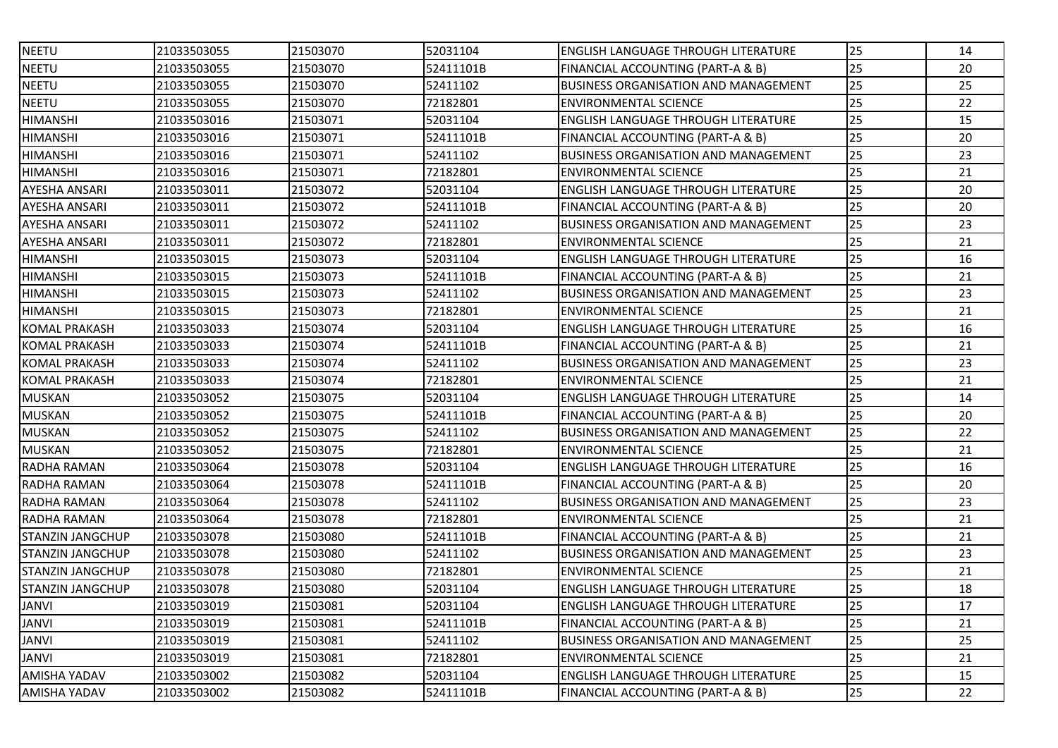| NEETU | 21033503055 | 21503070 | 52031104 | ENGLISH LANGUAGE THROUGH LITERATURE | 25 | 14 |
|---|---|---|---|---|---|---|
| NEETU | 21033503055 | 21503070 | 52411101B | FINANCIAL ACCOUNTING (PART-A & B) | 25 | 20 |
| NEETU | 21033503055 | 21503070 | 52411102 | BUSINESS ORGANISATION AND MANAGEMENT | 25 | 25 |
| NEETU | 21033503055 | 21503070 | 72182801 | ENVIRONMENTAL SCIENCE | 25 | 22 |
| HIMANSHI | 21033503016 | 21503071 | 52031104 | ENGLISH LANGUAGE THROUGH LITERATURE | 25 | 15 |
| HIMANSHI | 21033503016 | 21503071 | 52411101B | FINANCIAL ACCOUNTING (PART-A & B) | 25 | 20 |
| HIMANSHI | 21033503016 | 21503071 | 52411102 | BUSINESS ORGANISATION AND MANAGEMENT | 25 | 23 |
| HIMANSHI | 21033503016 | 21503071 | 72182801 | ENVIRONMENTAL SCIENCE | 25 | 21 |
| AYESHA ANSARI | 21033503011 | 21503072 | 52031104 | ENGLISH LANGUAGE THROUGH LITERATURE | 25 | 20 |
| AYESHA ANSARI | 21033503011 | 21503072 | 52411101B | FINANCIAL ACCOUNTING (PART-A & B) | 25 | 20 |
| AYESHA ANSARI | 21033503011 | 21503072 | 52411102 | BUSINESS ORGANISATION AND MANAGEMENT | 25 | 23 |
| AYESHA ANSARI | 21033503011 | 21503072 | 72182801 | ENVIRONMENTAL SCIENCE | 25 | 21 |
| HIMANSHI | 21033503015 | 21503073 | 52031104 | ENGLISH LANGUAGE THROUGH LITERATURE | 25 | 16 |
| HIMANSHI | 21033503015 | 21503073 | 52411101B | FINANCIAL ACCOUNTING (PART-A & B) | 25 | 21 |
| HIMANSHI | 21033503015 | 21503073 | 52411102 | BUSINESS ORGANISATION AND MANAGEMENT | 25 | 23 |
| HIMANSHI | 21033503015 | 21503073 | 72182801 | ENVIRONMENTAL SCIENCE | 25 | 21 |
| KOMAL PRAKASH | 21033503033 | 21503074 | 52031104 | ENGLISH LANGUAGE THROUGH LITERATURE | 25 | 16 |
| KOMAL PRAKASH | 21033503033 | 21503074 | 52411101B | FINANCIAL ACCOUNTING (PART-A & B) | 25 | 21 |
| KOMAL PRAKASH | 21033503033 | 21503074 | 52411102 | BUSINESS ORGANISATION AND MANAGEMENT | 25 | 23 |
| KOMAL PRAKASH | 21033503033 | 21503074 | 72182801 | ENVIRONMENTAL SCIENCE | 25 | 21 |
| MUSKAN | 21033503052 | 21503075 | 52031104 | ENGLISH LANGUAGE THROUGH LITERATURE | 25 | 14 |
| MUSKAN | 21033503052 | 21503075 | 52411101B | FINANCIAL ACCOUNTING (PART-A & B) | 25 | 20 |
| MUSKAN | 21033503052 | 21503075 | 52411102 | BUSINESS ORGANISATION AND MANAGEMENT | 25 | 22 |
| MUSKAN | 21033503052 | 21503075 | 72182801 | ENVIRONMENTAL SCIENCE | 25 | 21 |
| RADHA RAMAN | 21033503064 | 21503078 | 52031104 | ENGLISH LANGUAGE THROUGH LITERATURE | 25 | 16 |
| RADHA RAMAN | 21033503064 | 21503078 | 52411101B | FINANCIAL ACCOUNTING (PART-A & B) | 25 | 20 |
| RADHA RAMAN | 21033503064 | 21503078 | 52411102 | BUSINESS ORGANISATION AND MANAGEMENT | 25 | 23 |
| RADHA RAMAN | 21033503064 | 21503078 | 72182801 | ENVIRONMENTAL SCIENCE | 25 | 21 |
| STANZIN JANGCHUP | 21033503078 | 21503080 | 52411101B | FINANCIAL ACCOUNTING (PART-A & B) | 25 | 21 |
| STANZIN JANGCHUP | 21033503078 | 21503080 | 52411102 | BUSINESS ORGANISATION AND MANAGEMENT | 25 | 23 |
| STANZIN JANGCHUP | 21033503078 | 21503080 | 72182801 | ENVIRONMENTAL SCIENCE | 25 | 21 |
| STANZIN JANGCHUP | 21033503078 | 21503080 | 52031104 | ENGLISH LANGUAGE THROUGH LITERATURE | 25 | 18 |
| JANVI | 21033503019 | 21503081 | 52031104 | ENGLISH LANGUAGE THROUGH LITERATURE | 25 | 17 |
| JANVI | 21033503019 | 21503081 | 52411101B | FINANCIAL ACCOUNTING (PART-A & B) | 25 | 21 |
| JANVI | 21033503019 | 21503081 | 52411102 | BUSINESS ORGANISATION AND MANAGEMENT | 25 | 25 |
| JANVI | 21033503019 | 21503081 | 72182801 | ENVIRONMENTAL SCIENCE | 25 | 21 |
| AMISHA YADAV | 21033503002 | 21503082 | 52031104 | ENGLISH LANGUAGE THROUGH LITERATURE | 25 | 15 |
| AMISHA YADAV | 21033503002 | 21503082 | 52411101B | FINANCIAL ACCOUNTING (PART-A & B) | 25 | 22 |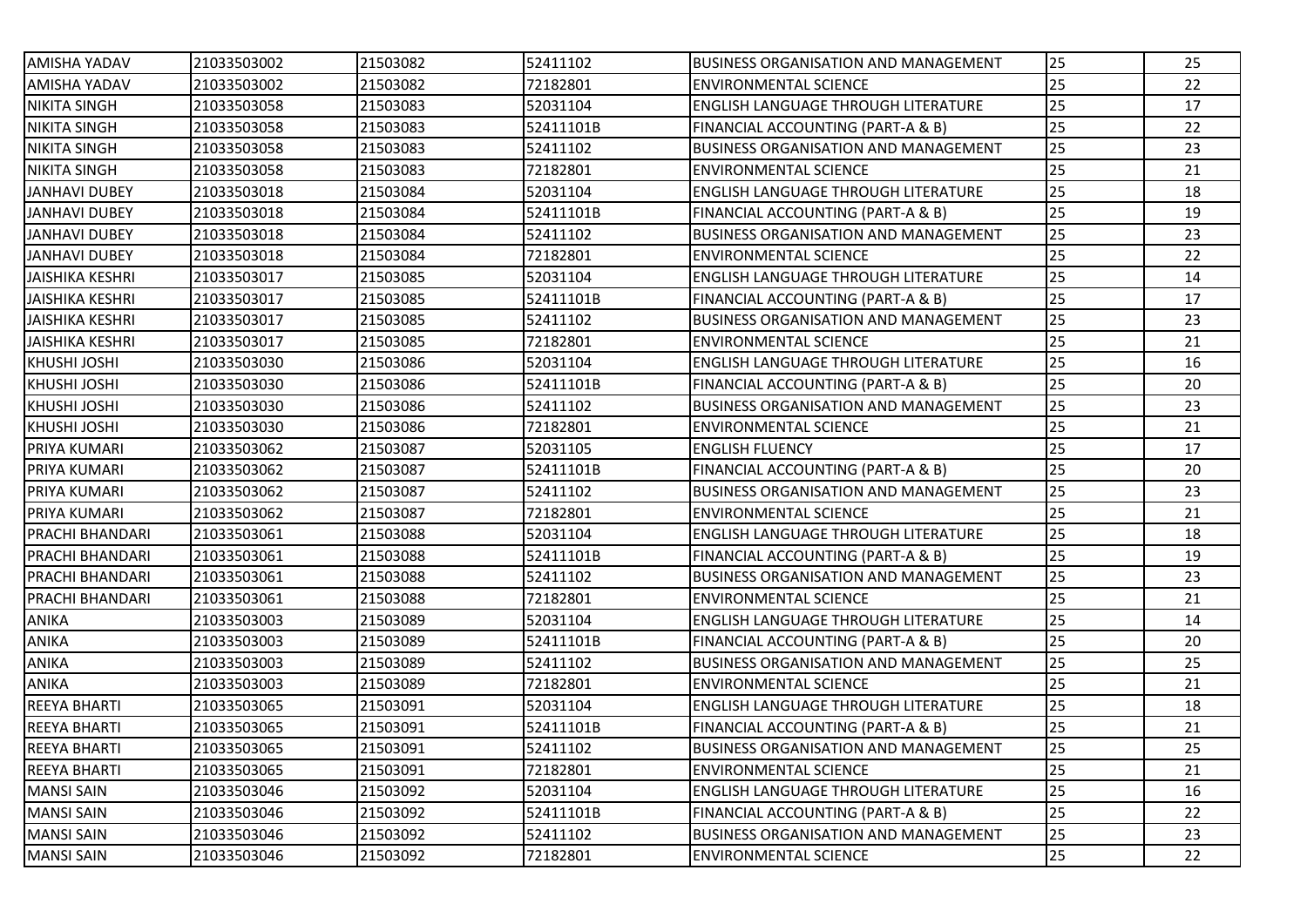| | | | | | | |
|---|---|---|---|---|---|---|
| AMISHA YADAV | 21033503002 | 21503082 | 52411102 | BUSINESS ORGANISATION AND MANAGEMENT | 25 | 25 |
| AMISHA YADAV | 21033503002 | 21503082 | 72182801 | ENVIRONMENTAL SCIENCE | 25 | 22 |
| NIKITA SINGH | 21033503058 | 21503083 | 52031104 | ENGLISH LANGUAGE THROUGH LITERATURE | 25 | 17 |
| NIKITA SINGH | 21033503058 | 21503083 | 52411101B | FINANCIAL ACCOUNTING (PART-A & B) | 25 | 22 |
| NIKITA SINGH | 21033503058 | 21503083 | 52411102 | BUSINESS ORGANISATION AND MANAGEMENT | 25 | 23 |
| NIKITA SINGH | 21033503058 | 21503083 | 72182801 | ENVIRONMENTAL SCIENCE | 25 | 21 |
| JANHAVI DUBEY | 21033503018 | 21503084 | 52031104 | ENGLISH LANGUAGE THROUGH LITERATURE | 25 | 18 |
| JANHAVI DUBEY | 21033503018 | 21503084 | 52411101B | FINANCIAL ACCOUNTING (PART-A & B) | 25 | 19 |
| JANHAVI DUBEY | 21033503018 | 21503084 | 52411102 | BUSINESS ORGANISATION AND MANAGEMENT | 25 | 23 |
| JANHAVI DUBEY | 21033503018 | 21503084 | 72182801 | ENVIRONMENTAL SCIENCE | 25 | 22 |
| JAISHIKA KESHRI | 21033503017 | 21503085 | 52031104 | ENGLISH LANGUAGE THROUGH LITERATURE | 25 | 14 |
| JAISHIKA KESHRI | 21033503017 | 21503085 | 52411101B | FINANCIAL ACCOUNTING (PART-A & B) | 25 | 17 |
| JAISHIKA KESHRI | 21033503017 | 21503085 | 52411102 | BUSINESS ORGANISATION AND MANAGEMENT | 25 | 23 |
| JAISHIKA KESHRI | 21033503017 | 21503085 | 72182801 | ENVIRONMENTAL SCIENCE | 25 | 21 |
| KHUSHI JOSHI | 21033503030 | 21503086 | 52031104 | ENGLISH LANGUAGE THROUGH LITERATURE | 25 | 16 |
| KHUSHI JOSHI | 21033503030 | 21503086 | 52411101B | FINANCIAL ACCOUNTING (PART-A & B) | 25 | 20 |
| KHUSHI JOSHI | 21033503030 | 21503086 | 52411102 | BUSINESS ORGANISATION AND MANAGEMENT | 25 | 23 |
| KHUSHI JOSHI | 21033503030 | 21503086 | 72182801 | ENVIRONMENTAL SCIENCE | 25 | 21 |
| PRIYA KUMARI | 21033503062 | 21503087 | 52031105 | ENGLISH FLUENCY | 25 | 17 |
| PRIYA KUMARI | 21033503062 | 21503087 | 52411101B | FINANCIAL ACCOUNTING (PART-A & B) | 25 | 20 |
| PRIYA KUMARI | 21033503062 | 21503087 | 52411102 | BUSINESS ORGANISATION AND MANAGEMENT | 25 | 23 |
| PRIYA KUMARI | 21033503062 | 21503087 | 72182801 | ENVIRONMENTAL SCIENCE | 25 | 21 |
| PRACHI BHANDARI | 21033503061 | 21503088 | 52031104 | ENGLISH LANGUAGE THROUGH LITERATURE | 25 | 18 |
| PRACHI BHANDARI | 21033503061 | 21503088 | 52411101B | FINANCIAL ACCOUNTING (PART-A & B) | 25 | 19 |
| PRACHI BHANDARI | 21033503061 | 21503088 | 52411102 | BUSINESS ORGANISATION AND MANAGEMENT | 25 | 23 |
| PRACHI BHANDARI | 21033503061 | 21503088 | 72182801 | ENVIRONMENTAL SCIENCE | 25 | 21 |
| ANIKA | 21033503003 | 21503089 | 52031104 | ENGLISH LANGUAGE THROUGH LITERATURE | 25 | 14 |
| ANIKA | 21033503003 | 21503089 | 52411101B | FINANCIAL ACCOUNTING (PART-A & B) | 25 | 20 |
| ANIKA | 21033503003 | 21503089 | 52411102 | BUSINESS ORGANISATION AND MANAGEMENT | 25 | 25 |
| ANIKA | 21033503003 | 21503089 | 72182801 | ENVIRONMENTAL SCIENCE | 25 | 21 |
| REEYA BHARTI | 21033503065 | 21503091 | 52031104 | ENGLISH LANGUAGE THROUGH LITERATURE | 25 | 18 |
| REEYA BHARTI | 21033503065 | 21503091 | 52411101B | FINANCIAL ACCOUNTING (PART-A & B) | 25 | 21 |
| REEYA BHARTI | 21033503065 | 21503091 | 52411102 | BUSINESS ORGANISATION AND MANAGEMENT | 25 | 25 |
| REEYA BHARTI | 21033503065 | 21503091 | 72182801 | ENVIRONMENTAL SCIENCE | 25 | 21 |
| MANSI SAIN | 21033503046 | 21503092 | 52031104 | ENGLISH LANGUAGE THROUGH LITERATURE | 25 | 16 |
| MANSI SAIN | 21033503046 | 21503092 | 52411101B | FINANCIAL ACCOUNTING (PART-A & B) | 25 | 22 |
| MANSI SAIN | 21033503046 | 21503092 | 52411102 | BUSINESS ORGANISATION AND MANAGEMENT | 25 | 23 |
| MANSI SAIN | 21033503046 | 21503092 | 72182801 | ENVIRONMENTAL SCIENCE | 25 | 22 |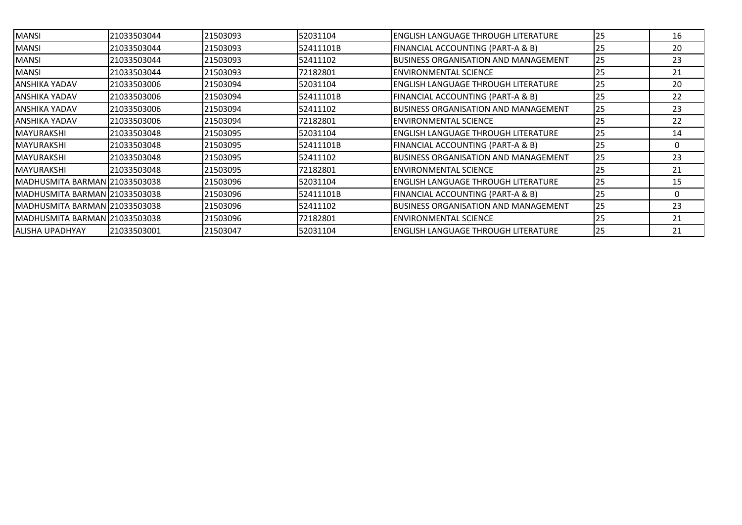| | | | | | | |
|---|---|---|---|---|---|---|
| MANSI | 21033503044 | 21503093 | 52031104 | ENGLISH LANGUAGE THROUGH LITERATURE | 25 | 16 |
| MANSI | 21033503044 | 21503093 | 52411101B | FINANCIAL ACCOUNTING (PART-A & B) | 25 | 20 |
| MANSI | 21033503044 | 21503093 | 52411102 | BUSINESS ORGANISATION AND MANAGEMENT | 25 | 23 |
| MANSI | 21033503044 | 21503093 | 72182801 | ENVIRONMENTAL SCIENCE | 25 | 21 |
| ANSHIKA YADAV | 21033503006 | 21503094 | 52031104 | ENGLISH LANGUAGE THROUGH LITERATURE | 25 | 20 |
| ANSHIKA YADAV | 21033503006 | 21503094 | 52411101B | FINANCIAL ACCOUNTING (PART-A & B) | 25 | 22 |
| ANSHIKA YADAV | 21033503006 | 21503094 | 52411102 | BUSINESS ORGANISATION AND MANAGEMENT | 25 | 23 |
| ANSHIKA YADAV | 21033503006 | 21503094 | 72182801 | ENVIRONMENTAL SCIENCE | 25 | 22 |
| MAYURAKSHI | 21033503048 | 21503095 | 52031104 | ENGLISH LANGUAGE THROUGH LITERATURE | 25 | 14 |
| MAYURAKSHI | 21033503048 | 21503095 | 52411101B | FINANCIAL ACCOUNTING (PART-A & B) | 25 | 0 |
| MAYURAKSHI | 21033503048 | 21503095 | 52411102 | BUSINESS ORGANISATION AND MANAGEMENT | 25 | 23 |
| MAYURAKSHI | 21033503048 | 21503095 | 72182801 | ENVIRONMENTAL SCIENCE | 25 | 21 |
| MADHUSMITA BARMAN | 21033503038 | 21503096 | 52031104 | ENGLISH LANGUAGE THROUGH LITERATURE | 25 | 15 |
| MADHUSMITA BARMAN | 21033503038 | 21503096 | 52411101B | FINANCIAL ACCOUNTING (PART-A & B) | 25 | 0 |
| MADHUSMITA BARMAN | 21033503038 | 21503096 | 52411102 | BUSINESS ORGANISATION AND MANAGEMENT | 25 | 23 |
| MADHUSMITA BARMAN | 21033503038 | 21503096 | 72182801 | ENVIRONMENTAL SCIENCE | 25 | 21 |
| ALISHA UPADHYAY | 21033503001 | 21503047 | 52031104 | ENGLISH LANGUAGE THROUGH LITERATURE | 25 | 21 |